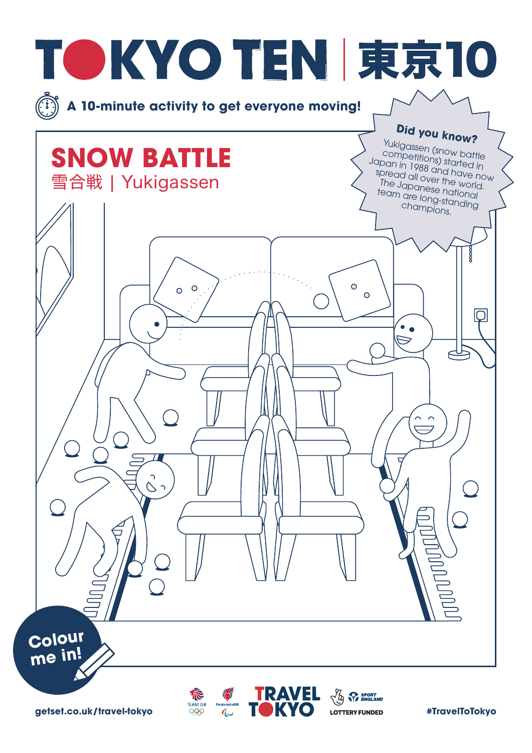# TOKYO TEN | 東京10

A 10-minute activity to get everyone moving!

**Did you know?**

Yukigassen (snow battle competitions) started in Japan in 1988 and have now spread all over the world. The Japanese national team are long-standing champions.

## SNOW BATTLE

雪合戦 | Yukigassen

Colour me in!

getset.co.uk/travel-tokyo

TEAM GB

ParalympicsGB

TRAVEL TOKYO

SPORT ENGLAND

LOTTERY FUNDED

#TravelToTokyo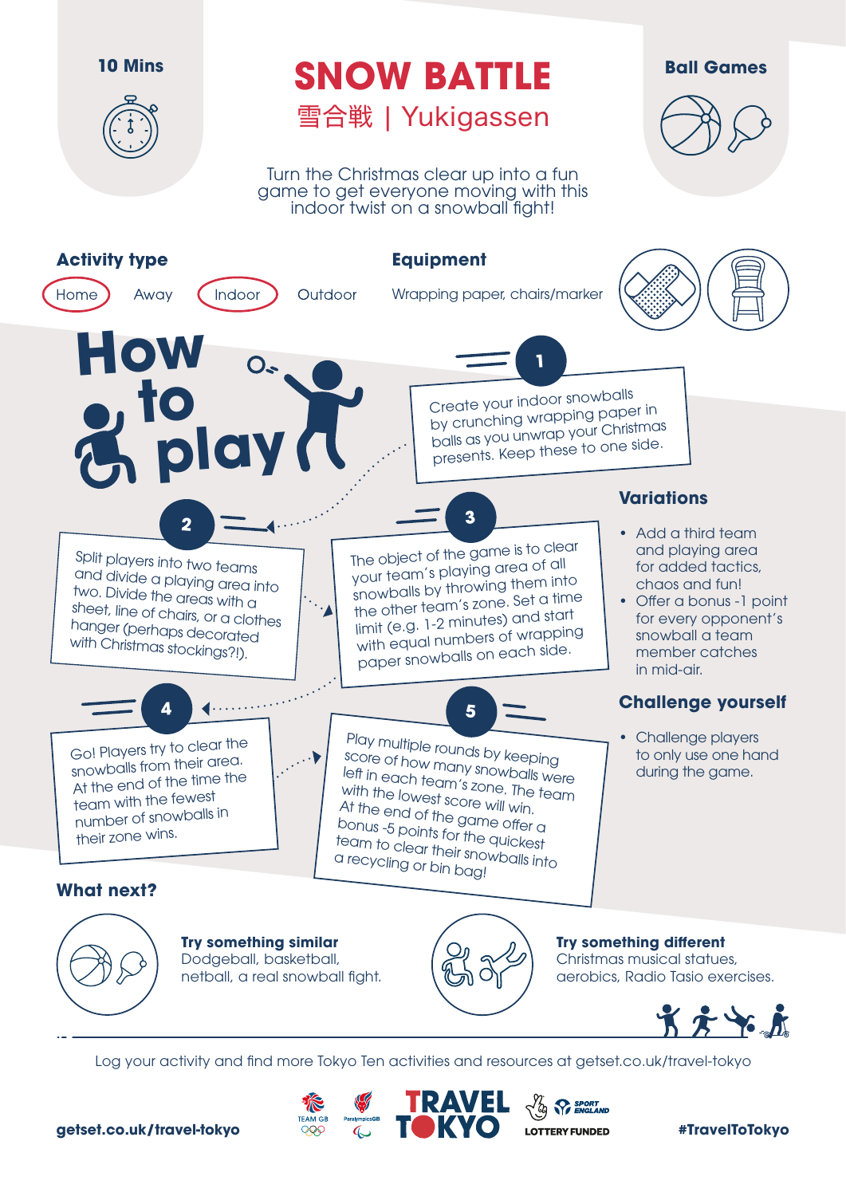10 Mins

# SNOW BATTLE

## 雪合戦 | Yukigassen

Ball Games

Turn the Christmas clear up into a fun game to get everyone moving with this indoor twist on a snowball fight!

### Activity type

Home (selected) | Away | Indoor (selected) | Outdoor

### Equipment

Wrapping paper, chairs/marker

## How to play

**1** Create your indoor snowballs by crunching wrapping paper in balls as you unwrap your Christmas presents. Keep these to one side.

**2** Split players into two teams and divide a playing area into two. Divide the areas with a sheet, line of chairs, or a clothes hanger (perhaps decorated with Christmas stockings?!).

**3** The object of the game is to clear your team's playing area of all snowballs by throwing them into the other team's zone. Set a time limit (e.g. 1-2 minutes) and start with equal numbers of wrapping paper snowballs on each side.

**4** Go! Players try to clear the snowballs from their area. At the end of the time the team with the fewest number of snowballs in their zone wins.

**5** Play multiple rounds by keeping score of how many snowballs were left in each team's zone. The team with the lowest score will win. At the end of the game offer a bonus -5 points for the quickest team to clear their snowballs into a recycling or bin bag!

### Variations

- Add a third team and playing area for added tactics, chaos and fun!
- Offer a bonus -1 point for every opponent's snowball a team member catches in mid-air.

### Challenge yourself

- Challenge players to only use one hand during the game.

### What next?

**Try something similar**
Dodgeball, basketball, netball, a real snowball fight.

**Try something different**
Christmas musical statues, aerobics, Radio Tasio exercises.

Log your activity and find more Tokyo Ten activities and resources at getset.co.uk/travel-tokyo

getset.co.uk/travel-tokyo

TEAM GB | ParalympicsGB | TRAVEL TOKYO | SPORT ENGLAND | LOTTERY FUNDED

#TravelToTokyo